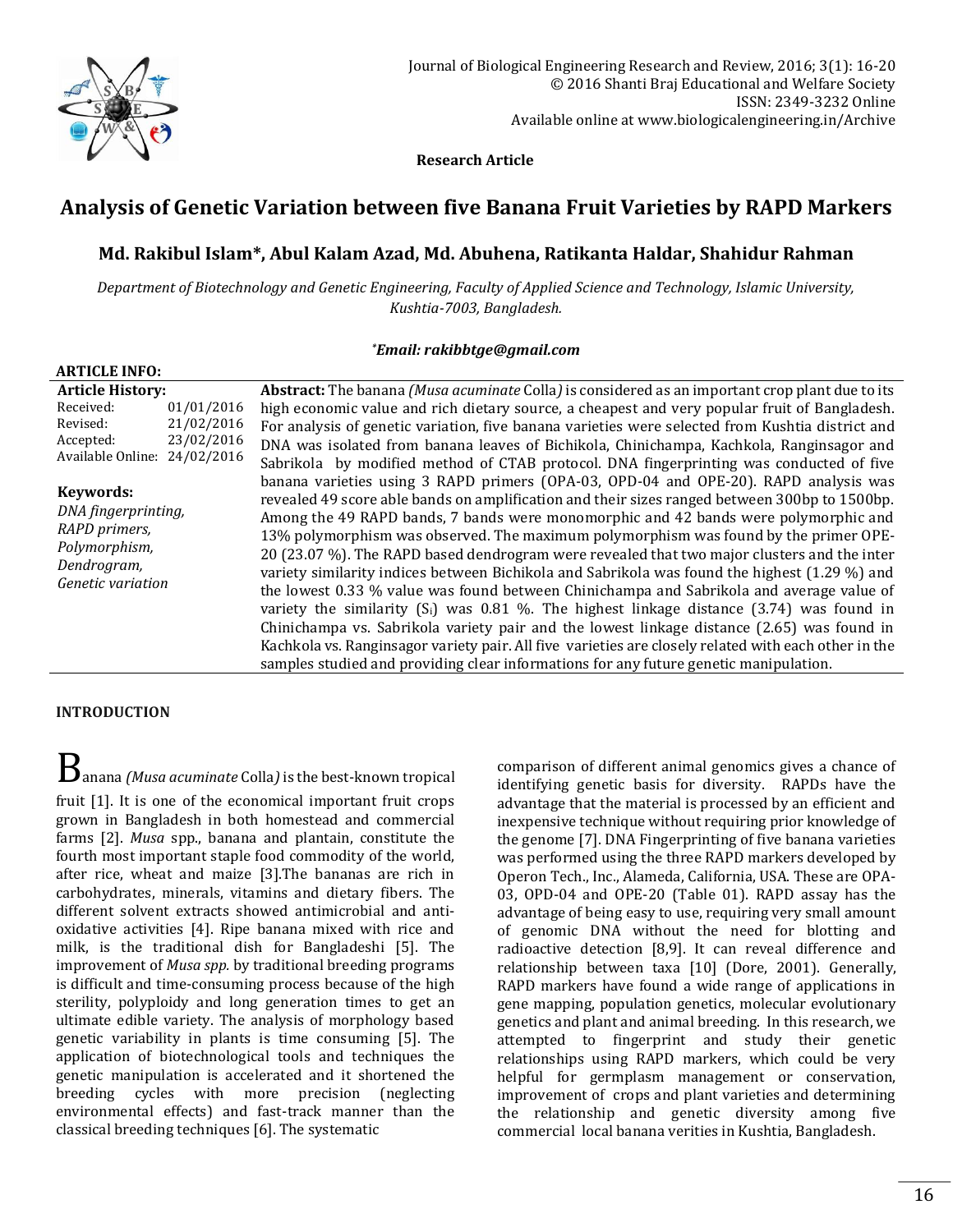**Research Article**

# Analysis of Genetic Variation between five Banana Fruit Varieties by RAPD Markers

## Md. Rakibul Islam*, Abul Kalam Azad, Md. Abuhena, Ratikanta Haldar, Shahidur Rahman

*Department of Biotechnology and Genetic Engineering, Faculty of Applied Science and Technology, Islamic University, Kushtia-7003, Bangladesh.*

***Email: rakibbtge@gmail.com**

**ARTICLE INFO:**

**Article History:**
Received: 01/01/2016
Revised: 21/02/2016
Accepted: 23/02/2016
Available Online: 24/02/2016

**Keywords:**
*DNA fingerprinting, RAPD primers, Polymorphism, Dendrogram, Genetic variation*

**Abstract:** The banana *(Musa acuminate* Colla*)* is considered as an important crop plant due to its high economic value and rich dietary source, a cheapest and very popular fruit of Bangladesh. For analysis of genetic variation, five banana varieties were selected from Kushtia district and DNA was isolated from banana leaves of Bichikola, Chinichampa, Kachkola, Ranginsagor and Sabrikola by modified method of CTAB protocol. DNA fingerprinting was conducted of five banana varieties using 3 RAPD primers (OPA-03, OPD-04 and OPE-20). RAPD analysis was revealed 49 score able bands on amplification and their sizes ranged between 300bp to 1500bp. Among the 49 RAPD bands, 7 bands were monomorphic and 42 bands were polymorphic and 13% polymorphism was observed. The maximum polymorphism was found by the primer OPE-20 (23.07 %). The RAPD based dendrogram were revealed that two major clusters and the inter variety similarity indices between Bichikola and Sabrikola was found the highest (1.29 %) and the lowest 0.33 % value was found between Chinichampa and Sabrikola and average value of variety the similarity ($S_i$) was 0.81 %. The highest linkage distance (3.74) was found in Chinichampa vs. Sabrikola variety pair and the lowest linkage distance (2.65) was found in Kachkola vs. Ranginsagor variety pair. All five varieties are closely related with each other in the samples studied and providing clear informations for any future genetic manipulation.

### INTRODUCTION

Banana *(Musa acuminate* Colla*)* is the best-known tropical fruit [1]. It is one of the economical important fruit crops grown in Bangladesh in both homestead and commercial farms [2]. *Musa* spp., banana and plantain, constitute the fourth most important staple food commodity of the world, after rice, wheat and maize [3].The bananas are rich in carbohydrates, minerals, vitamins and dietary fibers. The different solvent extracts showed antimicrobial and anti-oxidative activities [4]. Ripe banana mixed with rice and milk, is the traditional dish for Bangladeshi [5]. The improvement of *Musa spp.* by traditional breeding programs is difficult and time-consuming process because of the high sterility, polyploidy and long generation times to get an ultimate edible variety. The analysis of morphology based genetic variability in plants is time consuming [5]. The application of biotechnological tools and techniques the genetic manipulation is accelerated and it shortened the breeding cycles with more precision (neglecting environmental effects) and fast-track manner than the classical breeding techniques [6]. The systematic comparison of different animal genomics gives a chance of identifying genetic basis for diversity. RAPDs have the advantage that the material is processed by an efficient and inexpensive technique without requiring prior knowledge of the genome [7]. DNA Fingerprinting of five banana varieties was performed using the three RAPD markers developed by Operon Tech., Inc., Alameda, California, USA. These are OPA-03, OPD-04 and OPE-20 (Table 01). RAPD assay has the advantage of being easy to use, requiring very small amount of genomic DNA without the need for blotting and radioactive detection [8,9]. It can reveal difference and relationship between taxa [10] (Dore, 2001). Generally, RAPD markers have found a wide range of applications in gene mapping, population genetics, molecular evolutionary genetics and plant and animal breeding. In this research, we attempted to fingerprint and study their genetic relationships using RAPD markers, which could be very helpful for germplasm management or conservation, improvement of crops and plant varieties and determining the relationship and genetic diversity among five commercial local banana verities in Kushtia, Bangladesh.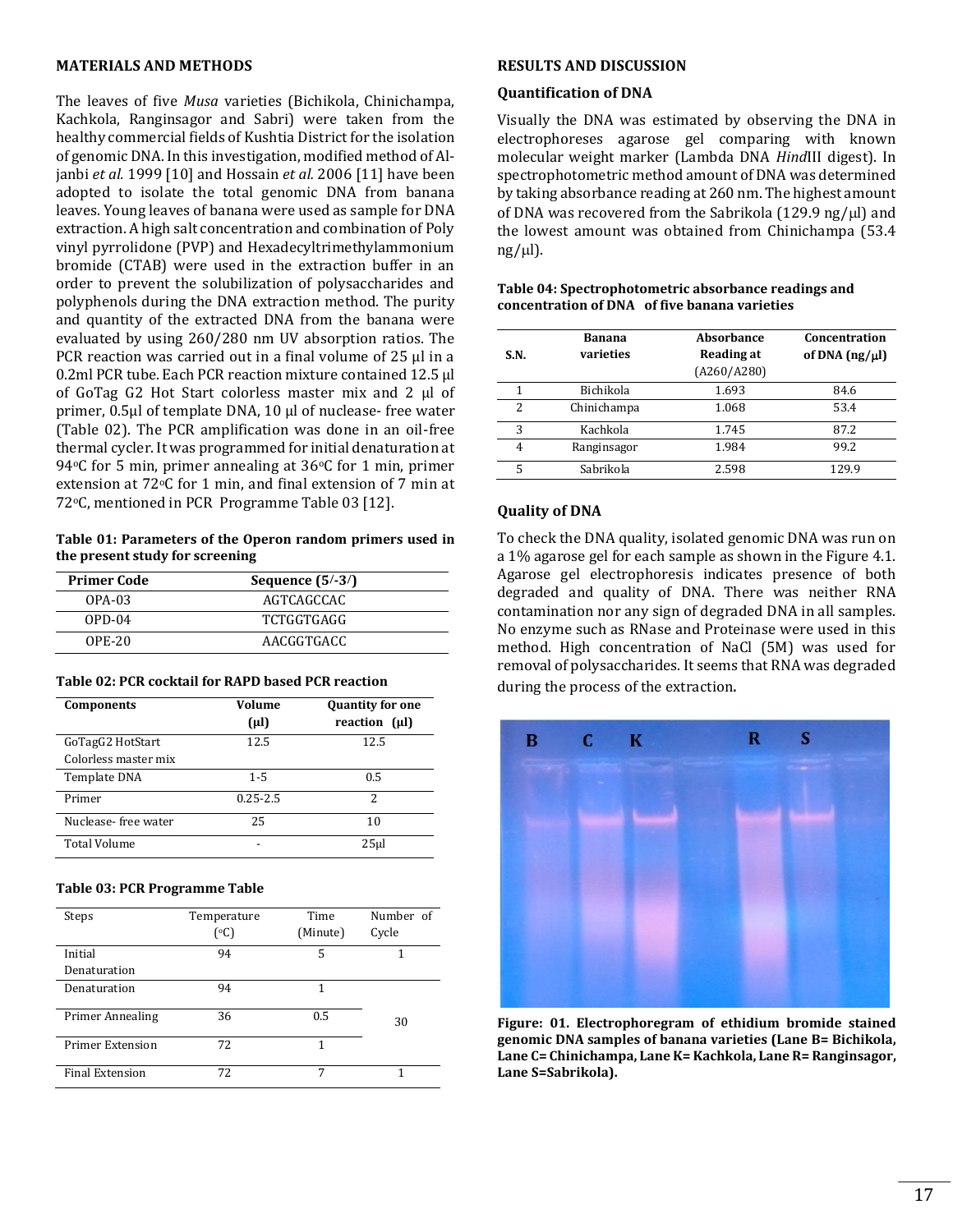## MATERIALS AND METHODS

The leaves of five *Musa* varieties (Bichikola, Chinichampa, Kachkola, Ranginsagor and Sabri) were taken from the healthy commercial fields of Kushtia District for the isolation of genomic DNA. In this investigation, modified method of Al-janbi *et al.* 1999 [10] and Hossain *et al.* 2006 [11] have been adopted to isolate the total genomic DNA from banana leaves. Young leaves of banana were used as sample for DNA extraction. A high salt concentration and combination of Poly vinyl pyrrolidone (PVP) and Hexadecyltrimethylammonium bromide (CTAB) were used in the extraction buffer in an order to prevent the solubilization of polysaccharides and polyphenols during the DNA extraction method. The purity and quantity of the extracted DNA from the banana were evaluated by using 260/280 nm UV absorption ratios. The PCR reaction was carried out in a final volume of 25 µl in a 0.2ml PCR tube. Each PCR reaction mixture contained 12.5 µl of GoTag G2 Hot Start colorless master mix and 2 µl of primer, 0.5µl of template DNA, 10 µl of nuclease- free water (Table 02). The PCR amplification was done in an oil-free thermal cycler. It was programmed for initial denaturation at 94°C for 5 min, primer annealing at 36°C for 1 min, primer extension at 72°C for 1 min, and final extension of 7 min at 72°C, mentioned in PCR Programme Table 03 [12].

**Table 01: Parameters of the Operon random primers used in the present study for screening**

| Primer Code | Sequence (5/-3/) |
|---|---|
| OPA-03 | AGTCAGCCAC |
| OPD-04 | TCTGGTGAGG |
| OPE-20 | AACGGTGACC |

**Table 02: PCR cocktail for RAPD based PCR reaction**

| Components | Volume (µl) | Quantity for one reaction (µl) |
|---|---|---|
| GoTagG2 HotStart Colorless master mix | 12.5 | 12.5 |
| Template DNA | 1-5 | 0.5 |
| Primer | 0.25-2.5 | 2 |
| Nuclease- free water | 25 | 10 |
| Total Volume | - | 25µl |

**Table 03: PCR Programme Table**

| Steps | Temperature (°C) | Time (Minute) | Number of Cycle |
|---|---|---|---|
| Initial Denaturation | 94 | 5 | 1 |
| Denaturation | 94 | 1 | 30 |
| Primer Annealing | 36 | 0.5 | |
| Primer Extension | 72 | 1 | |
| Final Extension | 72 | 7 | 1 |

## RESULTS AND DISCUSSION

### Quantification of DNA

Visually the DNA was estimated by observing the DNA in electrophoreses agarose gel comparing with known molecular weight marker (Lambda DNA *Hind*III digest). In spectrophotometric method amount of DNA was determined by taking absorbance reading at 260 nm. The highest amount of DNA was recovered from the Sabrikola (129.9 ng/µl) and the lowest amount was obtained from Chinichampa (53.4 ng/µl).

**Table 04: Spectrophotometric absorbance readings and concentration of DNA of five banana varieties**

| S.N. | Banana varieties | Absorbance Reading at (A260/A280) | Concentration of DNA (ng/µl) |
|---|---|---|---|
| 1 | Bichikola | 1.693 | 84.6 |
| 2 | Chinichampa | 1.068 | 53.4 |
| 3 | Kachkola | 1.745 | 87.2 |
| 4 | Ranginsagor | 1.984 | 99.2 |
| 5 | Sabrikola | 2.598 | 129.9 |

### Quality of DNA

To check the DNA quality, isolated genomic DNA was run on a 1% agarose gel for each sample as shown in the Figure 4.1. Agarose gel electrophoresis indicates presence of both degraded and quality of DNA. There was neither RNA contamination nor any sign of degraded DNA in all samples. No enzyme such as RNase and Proteinase were used in this method. High concentration of NaCl (5M) was used for removal of polysaccharides. It seems that RNA was degraded during the process of the extraction.

**Figure: 01. Electrophoregram of ethidium bromide stained genomic DNA samples of banana varieties (Lane B= Bichikola, Lane C= Chinichampa, Lane K= Kachkola, Lane R= Ranginsagor, Lane S=Sabrikola).**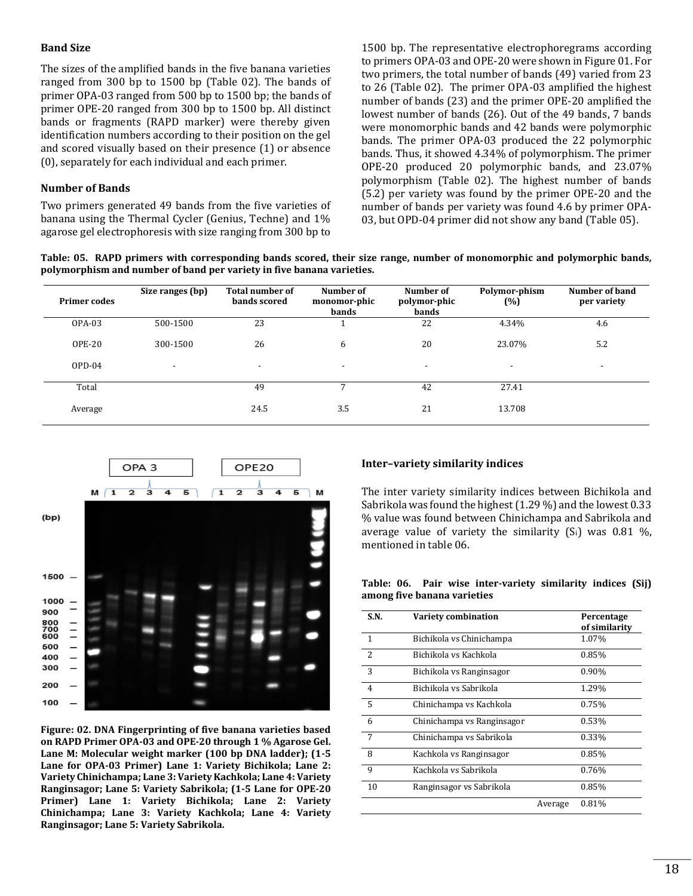### Band Size

The sizes of the amplified bands in the five banana varieties ranged from 300 bp to 1500 bp (Table 02). The bands of primer OPA-03 ranged from 500 bp to 1500 bp; the bands of primer OPE-20 ranged from 300 bp to 1500 bp. All distinct bands or fragments (RAPD marker) were thereby given identification numbers according to their position on the gel and scored visually based on their presence (1) or absence (0), separately for each individual and each primer.

### Number of Bands

Two primers generated 49 bands from the five varieties of banana using the Thermal Cycler (Genius, Techne) and 1% agarose gel electrophoresis with size ranging from 300 bp to 1500 bp. The representative electrophoregrams according to primers OPA-03 and OPE-20 were shown in Figure 01. For two primers, the total number of bands (49) varied from 23 to 26 (Table 02). The primer OPA-03 amplified the highest number of bands (23) and the primer OPE-20 amplified the lowest number of bands (26). Out of the 49 bands, 7 bands were monomorphic bands and 42 bands were polymorphic bands. The primer OPA-03 produced the 22 polymorphic bands. Thus, it showed 4.34% of polymorphism. The primer OPE-20 produced 20 polymorphic bands, and 23.07% polymorphism (Table 02). The highest number of bands (5.2) per variety was found by the primer OPE-20 and the number of bands per variety was found 4.6 by primer OPA-03, but OPD-04 primer did not show any band (Table 05).

**Table: 05. RAPD primers with corresponding bands scored, their size range, number of monomorphic and polymorphic bands, polymorphism and number of band per variety in five banana varieties.**

| Primer codes | Size ranges (bp) | Total number of bands scored | Number of monomor-phic bands | Number of polymor-phic bands | Polymor-phism (%) | Number of band per variety |
|---|---|---|---|---|---|---|
| OPA-03 | 500-1500 | 23 | 1 | 22 | 4.34% | 4.6 |
| OPE-20 | 300-1500 | 26 | 6 | 20 | 23.07% | 5.2 |
| OPD-04 | - | - | - | - | - | - |
| Total | | 49 | 7 | 42 | 27.41 | |
| Average | | 24.5 | 3.5 | 21 | 13.708 | |

**Figure: 02. DNA Fingerprinting of five banana varieties based on RAPD Primer OPA-03 and OPE-20 through 1 % Agarose Gel. Lane M: Molecular weight marker (100 bp DNA ladder); (1-5 Lane for OPA-03 Primer) Lane 1: Variety Bichikola; Lane 2: Variety Chinichampa; Lane 3: Variety Kachkola; Lane 4: Variety Ranginsagor; Lane 5: Variety Sabrikola; (1-5 Lane for OPE-20 Primer) Lane 1: Variety Bichikola; Lane 2: Variety Chinichampa; Lane 3: Variety Kachkola; Lane 4: Variety Ranginsagor; Lane 5: Variety Sabrikola.**

### Inter–variety similarity indices

The inter variety similarity indices between Bichikola and Sabrikola was found the highest (1.29 %) and the lowest 0.33 % value was found between Chinichampa and Sabrikola and average value of variety the similarity ($S_i$) was 0.81 %, mentioned in table 06.

**Table: 06. Pair wise inter-variety similarity indices ($S_{ij}$) among five banana varieties**

| S.N. | Variety combination | Percentage of similarity |
|---|---|---|
| 1 | Bichikola vs Chinichampa | 1.07% |
| 2 | Bichikola vs Kachkola | 0.85% |
| 3 | Bichikola vs Ranginsagor | 0.90% |
| 4 | Bichikola vs Sabrikola | 1.29% |
| 5 | Chinichampa vs Kachkola | 0.75% |
| 6 | Chinichampa vs Ranginsagor | 0.53% |
| 7 | Chinichampa vs Sabrikola | 0.33% |
| 8 | Kachkola vs Ranginsagor | 0.85% |
| 9 | Kachkola vs Sabrikola | 0.76% |
| 10 | Ranginsagor vs Sabrikola | 0.85% |
| | Average | 0.81% |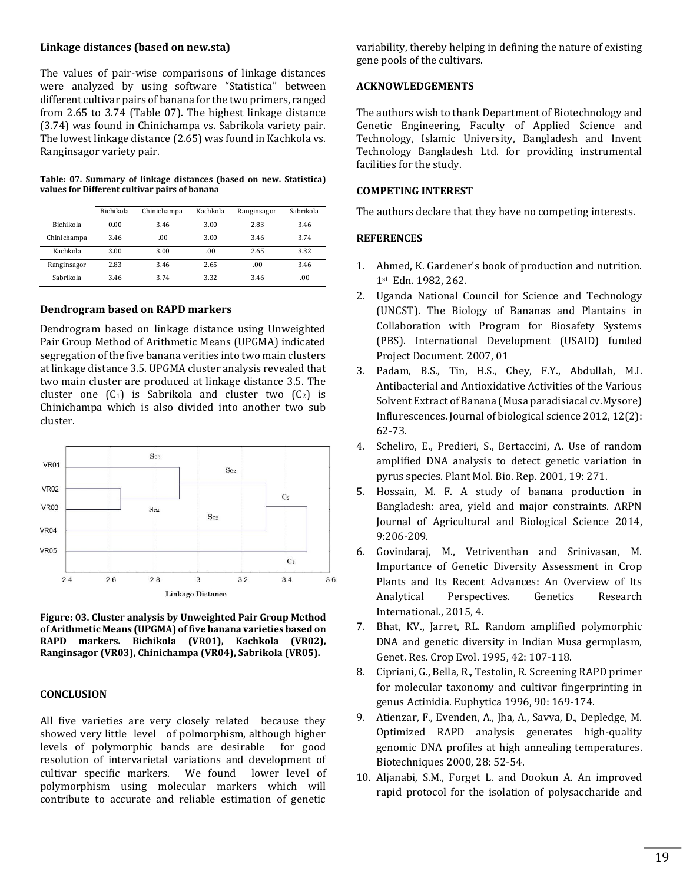### Linkage distances (based on new.sta)

The values of pair-wise comparisons of linkage distances were analyzed by using software "Statistica" between different cultivar pairs of banana for the two primers, ranged from 2.65 to 3.74 (Table 07). The highest linkage distance (3.74) was found in Chinichampa vs. Sabrikola variety pair. The lowest linkage distance (2.65) was found in Kachkola vs. Ranginsagor variety pair.

**Table: 07. Summary of linkage distances (based on new. Statistica) values for Different cultivar pairs of banana**

| | Bichikola | Chinichampa | Kachkola | Ranginsagor | Sabrikola |
|---|---|---|---|---|---|
| Bichikola | 0.00 | 3.46 | 3.00 | 2.83 | 3.46 |
| Chinichampa | 3.46 | .00 | 3.00 | 3.46 | 3.74 |
| Kachkola | 3.00 | 3.00 | .00 | 2.65 | 3.32 |
| Ranginsagor | 2.83 | 3.46 | 2.65 | .00 | 3.46 |
| Sabrikola | 3.46 | 3.74 | 3.32 | 3.46 | .00 |

### Dendrogram based on RAPD markers

Dendrogram based on linkage distance using Unweighted Pair Group Method of Arithmetic Means (UPGMA) indicated segregation of the five banana verities into two main clusters at linkage distance 3.5. UPGMA cluster analysis revealed that two main cluster are produced at linkage distance 3.5. The cluster one ($C_1$) is Sabrikola and cluster two ($C_2$) is Chinichampa which is also divided into another two sub cluster.

**Figure: 03. Cluster analysis by Unweighted Pair Group Method of Arithmetic Means (UPGMA) of five banana varieties based on RAPD markers. Bichikola (VR01), Kachkola (VR02), Ranginsagor (VR03), Chinichampa (VR04), Sabrikola (VR05).**

### CONCLUSION

All five varieties are very closely related because they showed very little level of polmorphism, although higher levels of polymorphic bands are desirable for good resolution of intervarietal variations and development of cultivar specific markers. We found lower level of polymorphism using molecular markers which will contribute to accurate and reliable estimation of genetic variability, thereby helping in defining the nature of existing gene pools of the cultivars.

### ACKNOWLEDGEMENTS

The authors wish to thank Department of Biotechnology and Genetic Engineering, Faculty of Applied Science and Technology, Islamic University, Bangladesh and Invent Technology Bangladesh Ltd. for providing instrumental facilities for the study.

### COMPETING INTEREST

The authors declare that they have no competing interests.

### REFERENCES

1. Ahmed, K. Gardener's book of production and nutrition. 1st Edn. 1982, 262.
2. Uganda National Council for Science and Technology (UNCST). The Biology of Bananas and Plantains in Collaboration with Program for Biosafety Systems (PBS). International Development (USAID) funded Project Document. 2007, 01
3. Padam, B.S., Tin, H.S., Chey, F.Y., Abdullah, M.I. Antibacterial and Antioxidative Activities of the Various Solvent Extract of Banana (Musa paradisiacal cv.Mysore) Influrescences. Journal of biological science 2012, 12(2): 62-73.
4. Scheliro, E., Predieri, S., Bertaccini, A. Use of random amplified DNA analysis to detect genetic variation in pyrus species. Plant Mol. Bio. Rep. 2001, 19: 271.
5. Hossain, M. F. A study of banana production in Bangladesh: area, yield and major constraints. ARPN Journal of Agricultural and Biological Science 2014, 9:206-209.
6. Govindaraj, M., Vetriventhan and Srinivasan, M. Importance of Genetic Diversity Assessment in Crop Plants and Its Recent Advances: An Overview of Its Analytical Perspectives. Genetics Research International., 2015, 4.
7. Bhat, KV., Jarret, RL. Random amplified polymorphic DNA and genetic diversity in Indian Musa germplasm, Genet. Res. Crop Evol. 1995, 42: 107-118.
8. Cipriani, G., Bella, R., Testolin, R. Screening RAPD primer for molecular taxonomy and cultivar fingerprinting in genus Actinidia. Euphytica 1996, 90: 169-174.
9. Atienzar, F., Evenden, A., Jha, A., Savva, D., Depledge, M. Optimized RAPD analysis generates high-quality genomic DNA profiles at high annealing temperatures. Biotechniques 2000, 28: 52-54.
10. Aljanabi, S.M., Forget L. and Dookun A. An improved rapid protocol for the isolation of polysaccharide and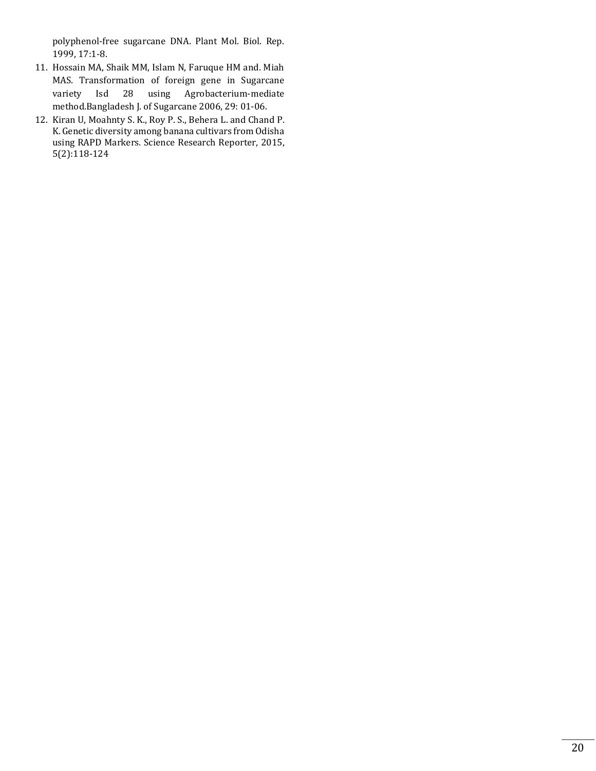polyphenol-free sugarcane DNA. Plant Mol. Biol. Rep. 1999, 17:1-8.

11. Hossain MA, Shaik MM, Islam N, Faruque HM and. Miah MAS. Transformation of foreign gene in Sugarcane variety Isd 28 using Agrobacterium-mediate method.Bangladesh J. of Sugarcane 2006, 29: 01-06.
12. Kiran U, Moahnty S. K., Roy P. S., Behera L. and Chand P. K. Genetic diversity among banana cultivars from Odisha using RAPD Markers. Science Research Reporter, 2015, 5(2):118-124